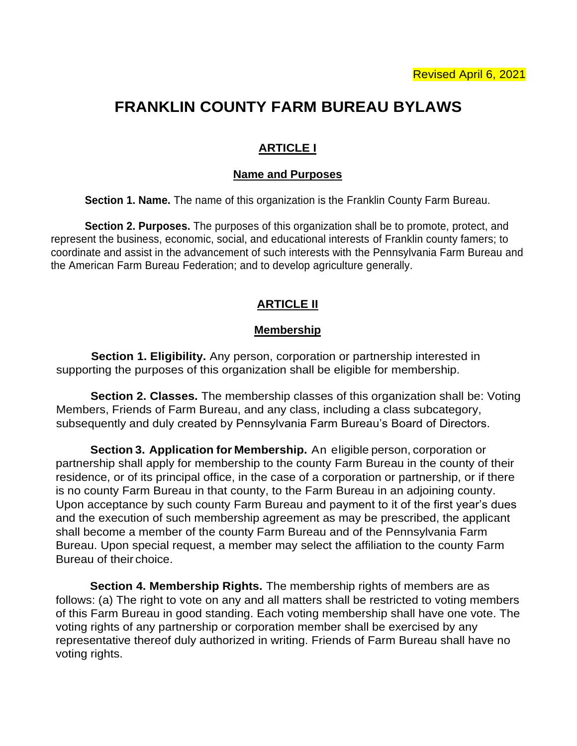Revised April 6, 2021

# FRANKLIN COUNTY FARM BUREAU BYLAWS

## ARTICLE I

### Name and Purposes

**Section 1. Name.** The name of this organization is the Franklin County Farm Bureau.

**Section 2. Purposes.** The purposes of this organization shall be to promote, protect, and represent the business, economic, social, and educational interests of Franklin county famers; to coordinate and assist in the advancement of such interests with the Pennsylvania Farm Bureau and the American Farm Bureau Federation; and to develop agriculture generally.

## ARTICLE II

### Membership

**Section 1. Eligibility.** Any person, corporation or partnership interested in supporting the purposes of this organization shall be eligible for membership.

**Section 2. Classes.** The membership classes of this organization shall be: Voting Members, Friends of Farm Bureau, and any class, including a class subcategory, subsequently and duly created by Pennsylvania Farm Bureau's Board of Directors.

**Section 3. Application for Membership.** An eligible person, corporation or partnership shall apply for membership to the county Farm Bureau in the county of their residence, or of its principal office, in the case of a corporation or partnership, or if there is no county Farm Bureau in that county, to the Farm Bureau in an adjoining county. Upon acceptance by such county Farm Bureau and payment to it of the first year's dues and the execution of such membership agreement as may be prescribed, the applicant shall become a member of the county Farm Bureau and of the Pennsylvania Farm Bureau. Upon special request, a member may select the affiliation to the county Farm Bureau of their choice.

**Section 4. Membership Rights.** The membership rights of members are as follows: (a) The right to vote on any and all matters shall be restricted to voting members of this Farm Bureau in good standing. Each voting membership shall have one vote. The voting rights of any partnership or corporation member shall be exercised by any representative thereof duly authorized in writing. Friends of Farm Bureau shall have no voting rights.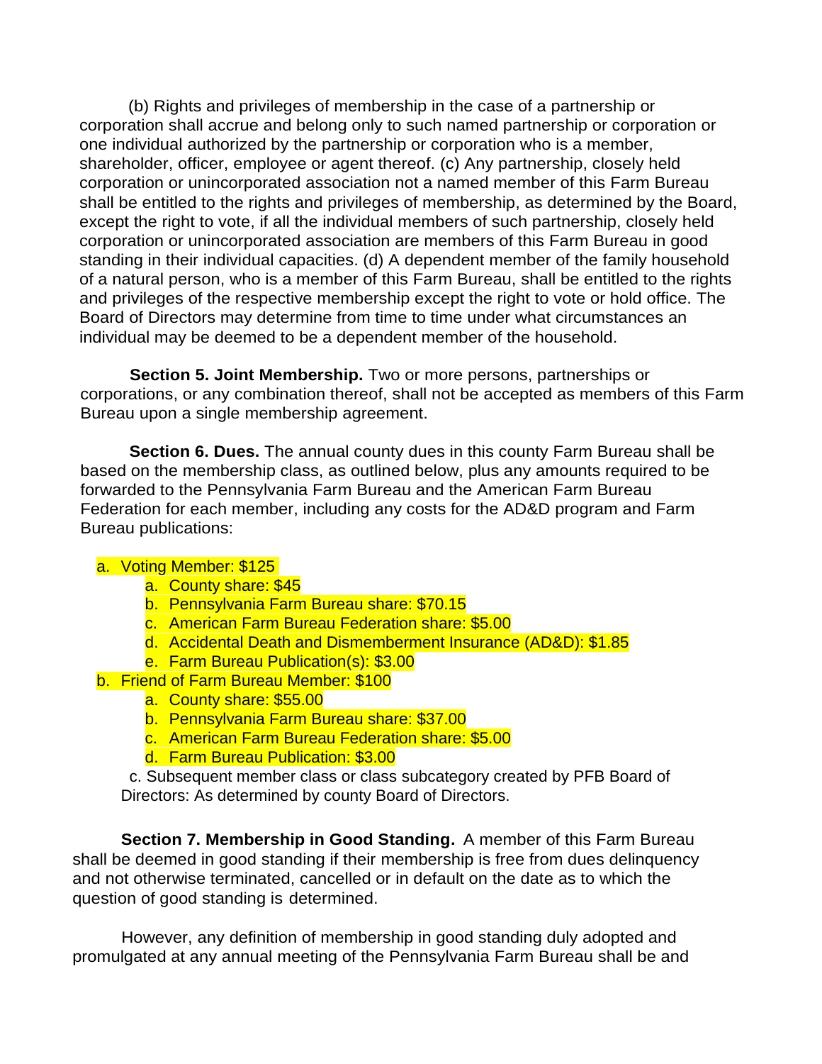(b) Rights and privileges of membership in the case of a partnership or corporation shall accrue and belong only to such named partnership or corporation or one individual authorized by the partnership or corporation who is a member, shareholder, officer, employee or agent thereof. (c) Any partnership, closely held corporation or unincorporated association not a named member of this Farm Bureau shall be entitled to the rights and privileges of membership, as determined by the Board, except the right to vote, if all the individual members of such partnership, closely held corporation or unincorporated association are members of this Farm Bureau in good standing in their individual capacities. (d) A dependent member of the family household of a natural person, who is a member of this Farm Bureau, shall be entitled to the rights and privileges of the respective membership except the right to vote or hold office. The Board of Directors may determine from time to time under what circumstances an individual may be deemed to be a dependent member of the household.

**Section 5. Joint Membership.** Two or more persons, partnerships or corporations, or any combination thereof, shall not be accepted as members of this Farm Bureau upon a single membership agreement.

**Section 6. Dues.** The annual county dues in this county Farm Bureau shall be based on the membership class, as outlined below, plus any amounts required to be forwarded to the Pennsylvania Farm Bureau and the American Farm Bureau Federation for each member, including any costs for the AD&D program and Farm Bureau publications:

a. Voting Member: $125
   - a. County share: $45
   - b. Pennsylvania Farm Bureau share: $70.15
   - c. American Farm Bureau Federation share: $5.00
   - d. Accidental Death and Dismemberment Insurance (AD&D): $1.85
   - e. Farm Bureau Publication(s): $3.00

b. Friend of Farm Bureau Member: $100
   - a. County share: $55.00
   - b. Pennsylvania Farm Bureau share: $37.00
   - c. American Farm Bureau Federation share: $5.00
   - d. Farm Bureau Publication: $3.00

c. Subsequent member class or class subcategory created by PFB Board of Directors: As determined by county Board of Directors.

**Section 7. Membership in Good Standing.** A member of this Farm Bureau shall be deemed in good standing if their membership is free from dues delinquency and not otherwise terminated, cancelled or in default on the date as to which the question of good standing is determined.

However, any definition of membership in good standing duly adopted and promulgated at any annual meeting of the Pennsylvania Farm Bureau shall be and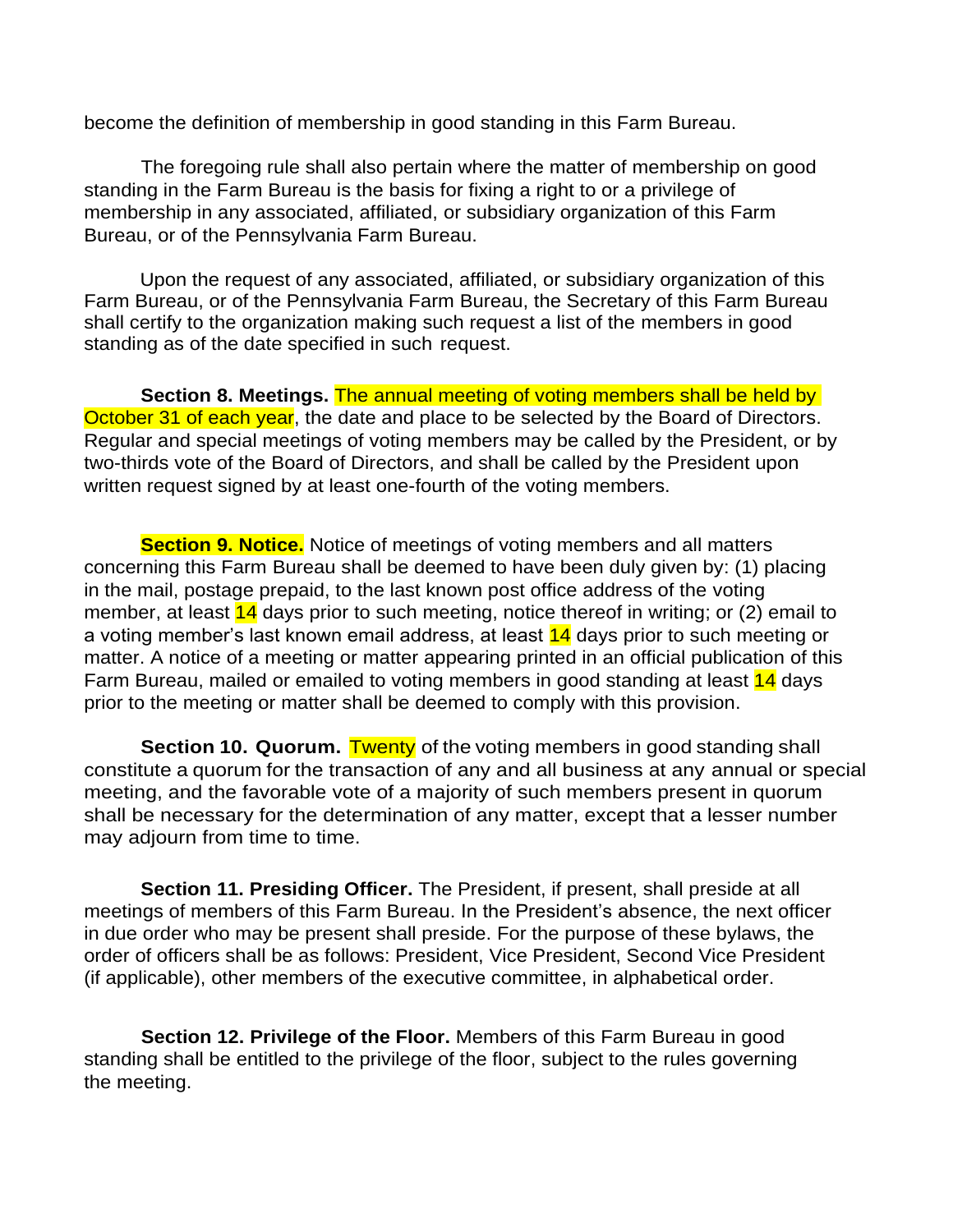become the definition of membership in good standing in this Farm Bureau.

The foregoing rule shall also pertain where the matter of membership on good standing in the Farm Bureau is the basis for fixing a right to or a privilege of membership in any associated, affiliated, or subsidiary organization of this Farm Bureau, or of the Pennsylvania Farm Bureau.

Upon the request of any associated, affiliated, or subsidiary organization of this Farm Bureau, or of the Pennsylvania Farm Bureau, the Secretary of this Farm Bureau shall certify to the organization making such request a list of the members in good standing as of the date specified in such request.

**Section 8. Meetings.** The annual meeting of voting members shall be held by October 31 of each year, the date and place to be selected by the Board of Directors. Regular and special meetings of voting members may be called by the President, or by two-thirds vote of the Board of Directors, and shall be called by the President upon written request signed by at least one-fourth of the voting members.

**Section 9. Notice.** Notice of meetings of voting members and all matters concerning this Farm Bureau shall be deemed to have been duly given by: (1) placing in the mail, postage prepaid, to the last known post office address of the voting member, at least 14 days prior to such meeting, notice thereof in writing; or (2) email to a voting member's last known email address, at least 14 days prior to such meeting or matter. A notice of a meeting or matter appearing printed in an official publication of this Farm Bureau, mailed or emailed to voting members in good standing at least 14 days prior to the meeting or matter shall be deemed to comply with this provision.

**Section 10. Quorum.** Twenty of the voting members in good standing shall constitute a quorum for the transaction of any and all business at any annual or special meeting, and the favorable vote of a majority of such members present in quorum shall be necessary for the determination of any matter, except that a lesser number may adjourn from time to time.

**Section 11. Presiding Officer.** The President, if present, shall preside at all meetings of members of this Farm Bureau. In the President's absence, the next officer in due order who may be present shall preside. For the purpose of these bylaws, the order of officers shall be as follows: President, Vice President, Second Vice President (if applicable), other members of the executive committee, in alphabetical order.

**Section 12. Privilege of the Floor.** Members of this Farm Bureau in good standing shall be entitled to the privilege of the floor, subject to the rules governing the meeting.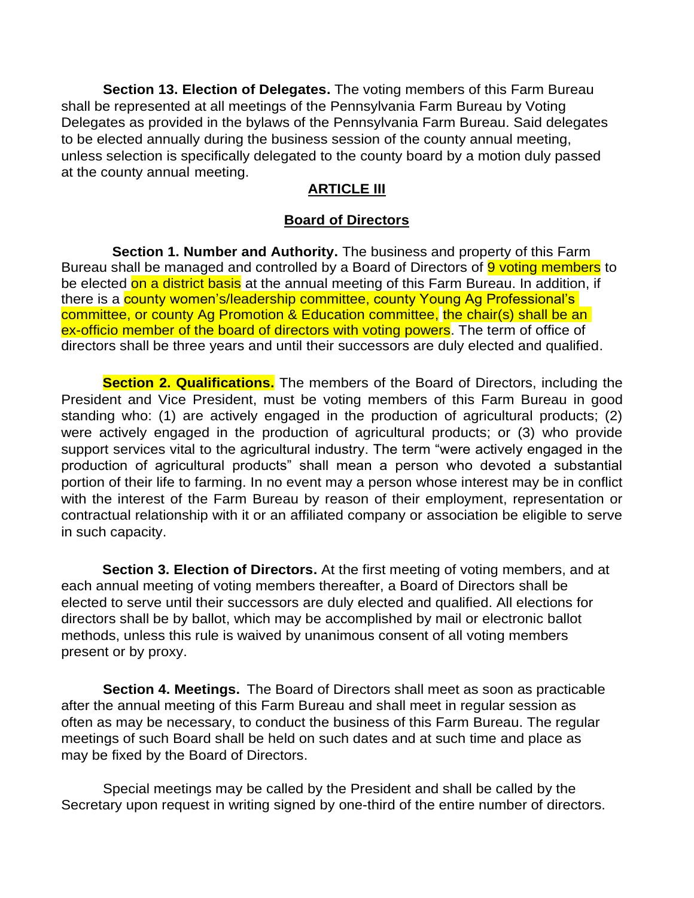**Section 13. Election of Delegates.** The voting members of this Farm Bureau shall be represented at all meetings of the Pennsylvania Farm Bureau by Voting Delegates as provided in the bylaws of the Pennsylvania Farm Bureau. Said delegates to be elected annually during the business session of the county annual meeting, unless selection is specifically delegated to the county board by a motion duly passed at the county annual meeting.

## ARTICLE III

## Board of Directors

**Section 1. Number and Authority.** The business and property of this Farm Bureau shall be managed and controlled by a Board of Directors of 9 voting members to be elected on a district basis at the annual meeting of this Farm Bureau. In addition, if there is a county women's/leadership committee, county Young Ag Professional's committee, or county Ag Promotion & Education committee, the chair(s) shall be an ex-officio member of the board of directors with voting powers. The term of office of directors shall be three years and until their successors are duly elected and qualified.

**Section 2. Qualifications.** The members of the Board of Directors, including the President and Vice President, must be voting members of this Farm Bureau in good standing who: (1) are actively engaged in the production of agricultural products; (2) were actively engaged in the production of agricultural products; or (3) who provide support services vital to the agricultural industry. The term "were actively engaged in the production of agricultural products" shall mean a person who devoted a substantial portion of their life to farming. In no event may a person whose interest may be in conflict with the interest of the Farm Bureau by reason of their employment, representation or contractual relationship with it or an affiliated company or association be eligible to serve in such capacity.

**Section 3. Election of Directors.** At the first meeting of voting members, and at each annual meeting of voting members thereafter, a Board of Directors shall be elected to serve until their successors are duly elected and qualified. All elections for directors shall be by ballot, which may be accomplished by mail or electronic ballot methods, unless this rule is waived by unanimous consent of all voting members present or by proxy.

**Section 4. Meetings.** The Board of Directors shall meet as soon as practicable after the annual meeting of this Farm Bureau and shall meet in regular session as often as may be necessary, to conduct the business of this Farm Bureau. The regular meetings of such Board shall be held on such dates and at such time and place as may be fixed by the Board of Directors.

Special meetings may be called by the President and shall be called by the Secretary upon request in writing signed by one-third of the entire number of directors.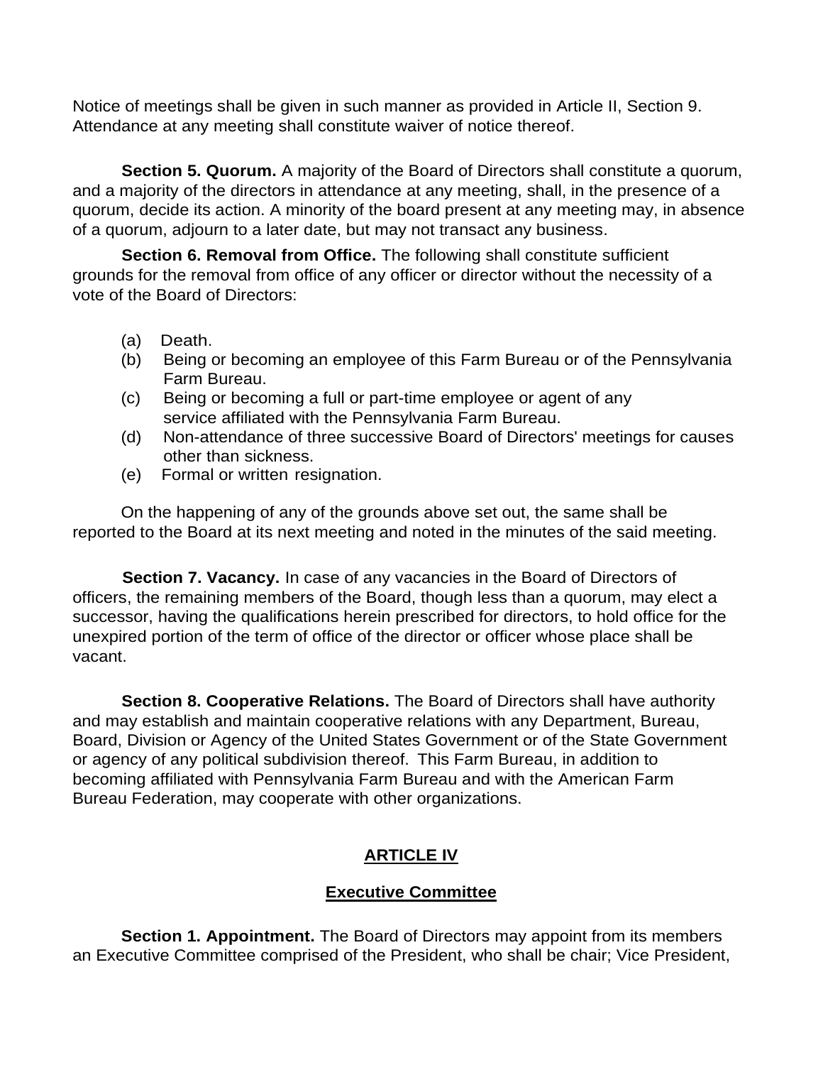Notice of meetings shall be given in such manner as provided in Article II, Section 9. Attendance at any meeting shall constitute waiver of notice thereof.

**Section 5. Quorum.** A majority of the Board of Directors shall constitute a quorum, and a majority of the directors in attendance at any meeting, shall, in the presence of a quorum, decide its action. A minority of the board present at any meeting may, in absence of a quorum, adjourn to a later date, but may not transact any business.

**Section 6. Removal from Office.** The following shall constitute sufficient grounds for the removal from office of any officer or director without the necessity of a vote of the Board of Directors:

(a) Death.
(b) Being or becoming an employee of this Farm Bureau or of the Pennsylvania Farm Bureau.
(c) Being or becoming a full or part-time employee or agent of any service affiliated with the Pennsylvania Farm Bureau.
(d) Non-attendance of three successive Board of Directors' meetings for causes other than sickness.
(e) Formal or written resignation.

On the happening of any of the grounds above set out, the same shall be reported to the Board at its next meeting and noted in the minutes of the said meeting.

**Section 7. Vacancy.** In case of any vacancies in the Board of Directors of officers, the remaining members of the Board, though less than a quorum, may elect a successor, having the qualifications herein prescribed for directors, to hold office for the unexpired portion of the term of office of the director or officer whose place shall be vacant.

**Section 8. Cooperative Relations.** The Board of Directors shall have authority and may establish and maintain cooperative relations with any Department, Bureau, Board, Division or Agency of the United States Government or of the State Government or agency of any political subdivision thereof. This Farm Bureau, in addition to becoming affiliated with Pennsylvania Farm Bureau and with the American Farm Bureau Federation, may cooperate with other organizations.

## ARTICLE IV

## Executive Committee

**Section 1. Appointment.** The Board of Directors may appoint from its members an Executive Committee comprised of the President, who shall be chair; Vice President,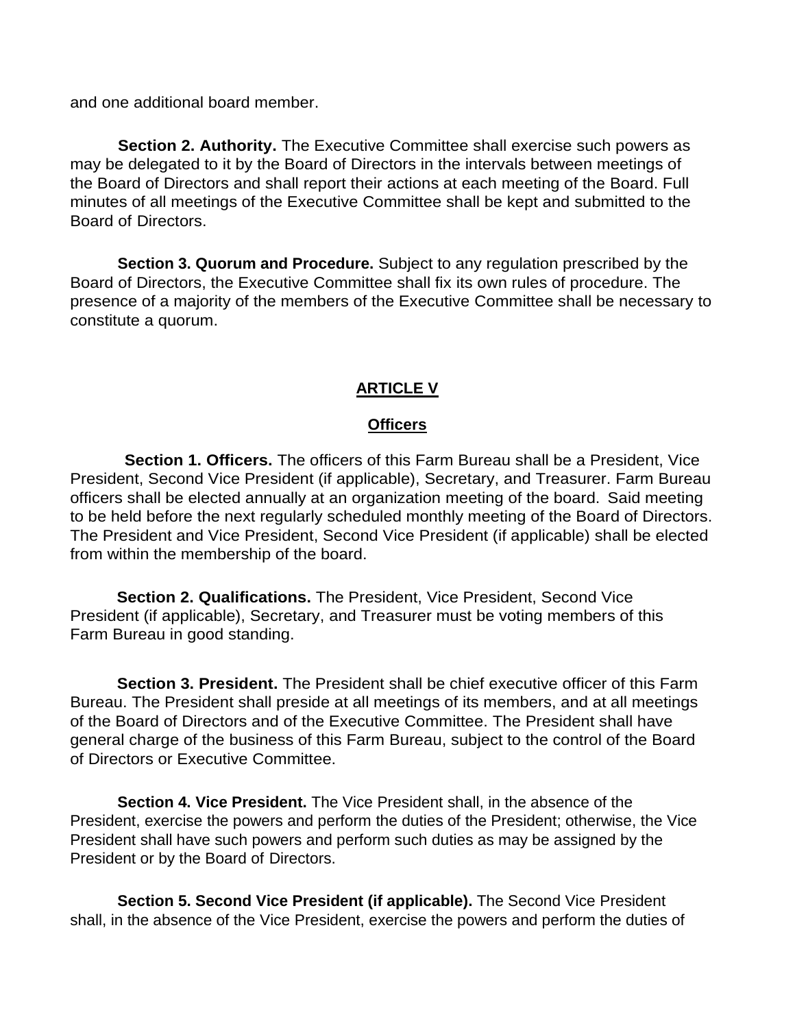and one additional board member.

**Section 2. Authority.** The Executive Committee shall exercise such powers as may be delegated to it by the Board of Directors in the intervals between meetings of the Board of Directors and shall report their actions at each meeting of the Board. Full minutes of all meetings of the Executive Committee shall be kept and submitted to the Board of Directors.

**Section 3. Quorum and Procedure.** Subject to any regulation prescribed by the Board of Directors, the Executive Committee shall fix its own rules of procedure. The presence of a majority of the members of the Executive Committee shall be necessary to constitute a quorum.

## ARTICLE V

### Officers

**Section 1. Officers.** The officers of this Farm Bureau shall be a President, Vice President, Second Vice President (if applicable), Secretary, and Treasurer. Farm Bureau officers shall be elected annually at an organization meeting of the board. Said meeting to be held before the next regularly scheduled monthly meeting of the Board of Directors. The President and Vice President, Second Vice President (if applicable) shall be elected from within the membership of the board.

**Section 2. Qualifications.** The President, Vice President, Second Vice President (if applicable), Secretary, and Treasurer must be voting members of this Farm Bureau in good standing.

**Section 3. President.** The President shall be chief executive officer of this Farm Bureau. The President shall preside at all meetings of its members, and at all meetings of the Board of Directors and of the Executive Committee. The President shall have general charge of the business of this Farm Bureau, subject to the control of the Board of Directors or Executive Committee.

**Section 4. Vice President.** The Vice President shall, in the absence of the President, exercise the powers and perform the duties of the President; otherwise, the Vice President shall have such powers and perform such duties as may be assigned by the President or by the Board of Directors.

**Section 5. Second Vice President (if applicable).** The Second Vice President shall, in the absence of the Vice President, exercise the powers and perform the duties of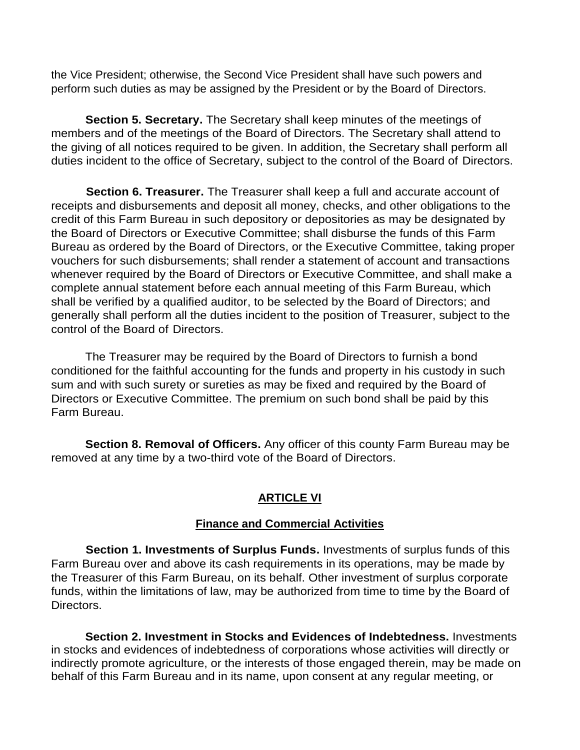the Vice President; otherwise, the Second Vice President shall have such powers and perform such duties as may be assigned by the President or by the Board of Directors.

**Section 5. Secretary.** The Secretary shall keep minutes of the meetings of members and of the meetings of the Board of Directors. The Secretary shall attend to the giving of all notices required to be given. In addition, the Secretary shall perform all duties incident to the office of Secretary, subject to the control of the Board of Directors.

**Section 6. Treasurer.** The Treasurer shall keep a full and accurate account of receipts and disbursements and deposit all money, checks, and other obligations to the credit of this Farm Bureau in such depository or depositories as may be designated by the Board of Directors or Executive Committee; shall disburse the funds of this Farm Bureau as ordered by the Board of Directors, or the Executive Committee, taking proper vouchers for such disbursements; shall render a statement of account and transactions whenever required by the Board of Directors or Executive Committee, and shall make a complete annual statement before each annual meeting of this Farm Bureau, which shall be verified by a qualified auditor, to be selected by the Board of Directors; and generally shall perform all the duties incident to the position of Treasurer, subject to the control of the Board of Directors.

The Treasurer may be required by the Board of Directors to furnish a bond conditioned for the faithful accounting for the funds and property in his custody in such sum and with such surety or sureties as may be fixed and required by the Board of Directors or Executive Committee. The premium on such bond shall be paid by this Farm Bureau.

**Section 8. Removal of Officers.** Any officer of this county Farm Bureau may be removed at any time by a two-third vote of the Board of Directors.

## ARTICLE VI

### Finance and Commercial Activities

**Section 1. Investments of Surplus Funds.** Investments of surplus funds of this Farm Bureau over and above its cash requirements in its operations, may be made by the Treasurer of this Farm Bureau, on its behalf. Other investment of surplus corporate funds, within the limitations of law, may be authorized from time to time by the Board of Directors.

**Section 2. Investment in Stocks and Evidences of Indebtedness.** Investments in stocks and evidences of indebtedness of corporations whose activities will directly or indirectly promote agriculture, or the interests of those engaged therein, may be made on behalf of this Farm Bureau and in its name, upon consent at any regular meeting, or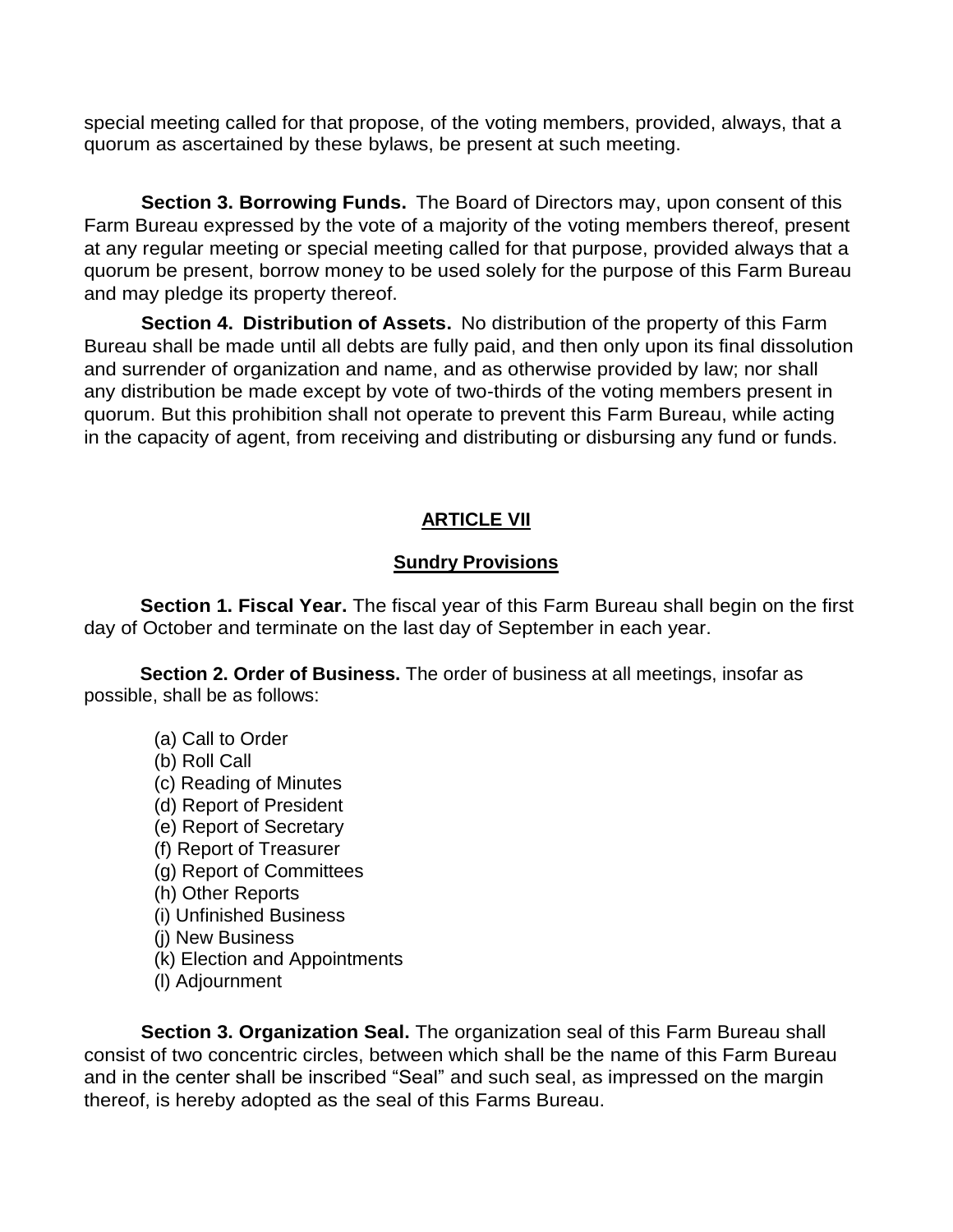special meeting called for that propose, of the voting members, provided, always, that a quorum as ascertained by these bylaws, be present at such meeting.

**Section 3. Borrowing Funds.** The Board of Directors may, upon consent of this Farm Bureau expressed by the vote of a majority of the voting members thereof, present at any regular meeting or special meeting called for that purpose, provided always that a quorum be present, borrow money to be used solely for the purpose of this Farm Bureau and may pledge its property thereof.

**Section 4. Distribution of Assets.** No distribution of the property of this Farm Bureau shall be made until all debts are fully paid, and then only upon its final dissolution and surrender of organization and name, and as otherwise provided by law; nor shall any distribution be made except by vote of two-thirds of the voting members present in quorum. But this prohibition shall not operate to prevent this Farm Bureau, while acting in the capacity of agent, from receiving and distributing or disbursing any fund or funds.

## ARTICLE VII

### Sundry Provisions

**Section 1. Fiscal Year.** The fiscal year of this Farm Bureau shall begin on the first day of October and terminate on the last day of September in each year.

**Section 2. Order of Business.** The order of business at all meetings, insofar as possible, shall be as follows:

(a) Call to Order
(b) Roll Call
(c) Reading of Minutes
(d) Report of President
(e) Report of Secretary
(f) Report of Treasurer
(g) Report of Committees
(h) Other Reports
(i) Unfinished Business
(j) New Business
(k) Election and Appointments
(l) Adjournment

**Section 3. Organization Seal.** The organization seal of this Farm Bureau shall consist of two concentric circles, between which shall be the name of this Farm Bureau and in the center shall be inscribed “Seal” and such seal, as impressed on the margin thereof, is hereby adopted as the seal of this Farms Bureau.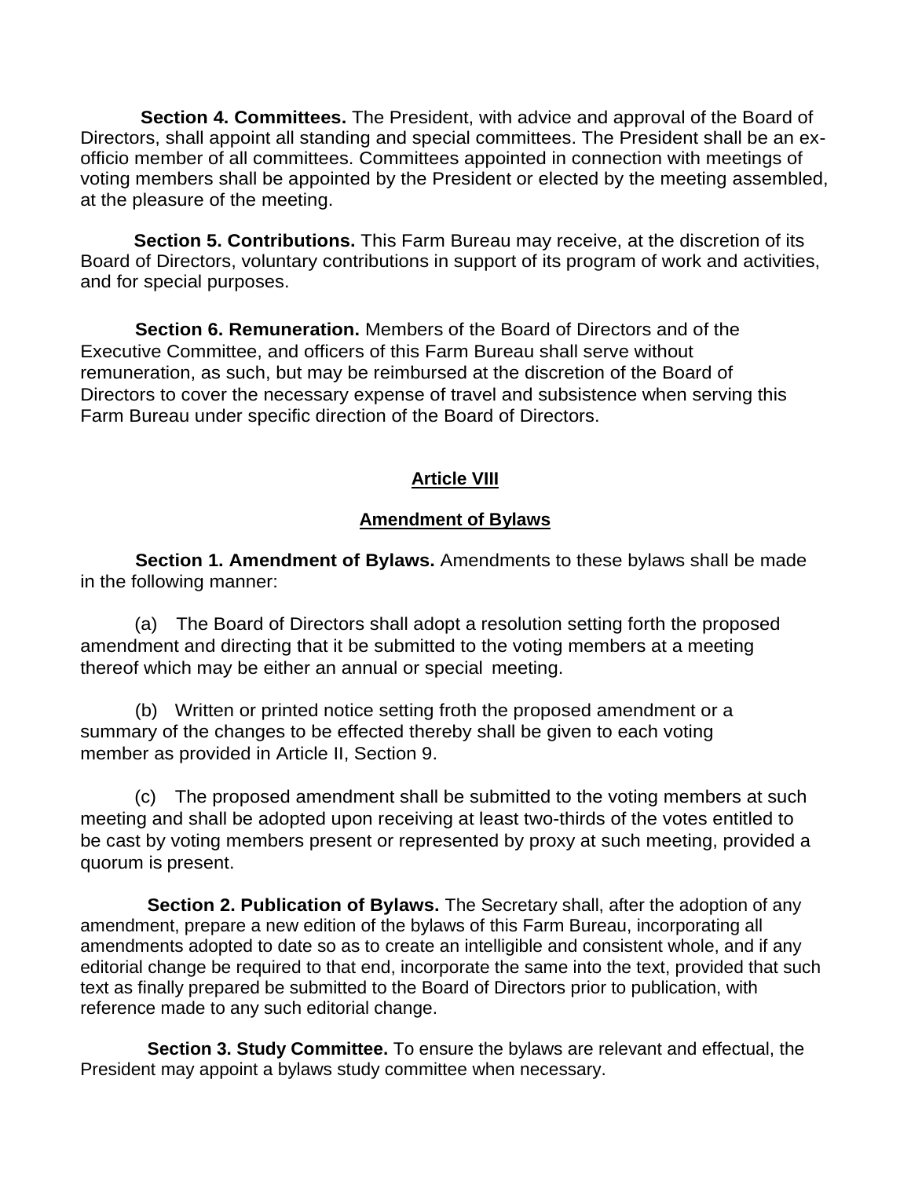**Section 4. Committees.** The President, with advice and approval of the Board of Directors, shall appoint all standing and special committees. The President shall be an ex-officio member of all committees. Committees appointed in connection with meetings of voting members shall be appointed by the President or elected by the meeting assembled, at the pleasure of the meeting.

**Section 5. Contributions.** This Farm Bureau may receive, at the discretion of its Board of Directors, voluntary contributions in support of its program of work and activities, and for special purposes.

**Section 6. Remuneration.** Members of the Board of Directors and of the Executive Committee, and officers of this Farm Bureau shall serve without remuneration, as such, but may be reimbursed at the discretion of the Board of Directors to cover the necessary expense of travel and subsistence when serving this Farm Bureau under specific direction of the Board of Directors.

## Article VIII

## Amendment of Bylaws

**Section 1. Amendment of Bylaws.** Amendments to these bylaws shall be made in the following manner:

(a) The Board of Directors shall adopt a resolution setting forth the proposed amendment and directing that it be submitted to the voting members at a meeting thereof which may be either an annual or special meeting.

(b) Written or printed notice setting froth the proposed amendment or a summary of the changes to be effected thereby shall be given to each voting member as provided in Article II, Section 9.

(c) The proposed amendment shall be submitted to the voting members at such meeting and shall be adopted upon receiving at least two-thirds of the votes entitled to be cast by voting members present or represented by proxy at such meeting, provided a quorum is present.

**Section 2. Publication of Bylaws.** The Secretary shall, after the adoption of any amendment, prepare a new edition of the bylaws of this Farm Bureau, incorporating all amendments adopted to date so as to create an intelligible and consistent whole, and if any editorial change be required to that end, incorporate the same into the text, provided that such text as finally prepared be submitted to the Board of Directors prior to publication, with reference made to any such editorial change.

**Section 3. Study Committee.** To ensure the bylaws are relevant and effectual, the President may appoint a bylaws study committee when necessary.